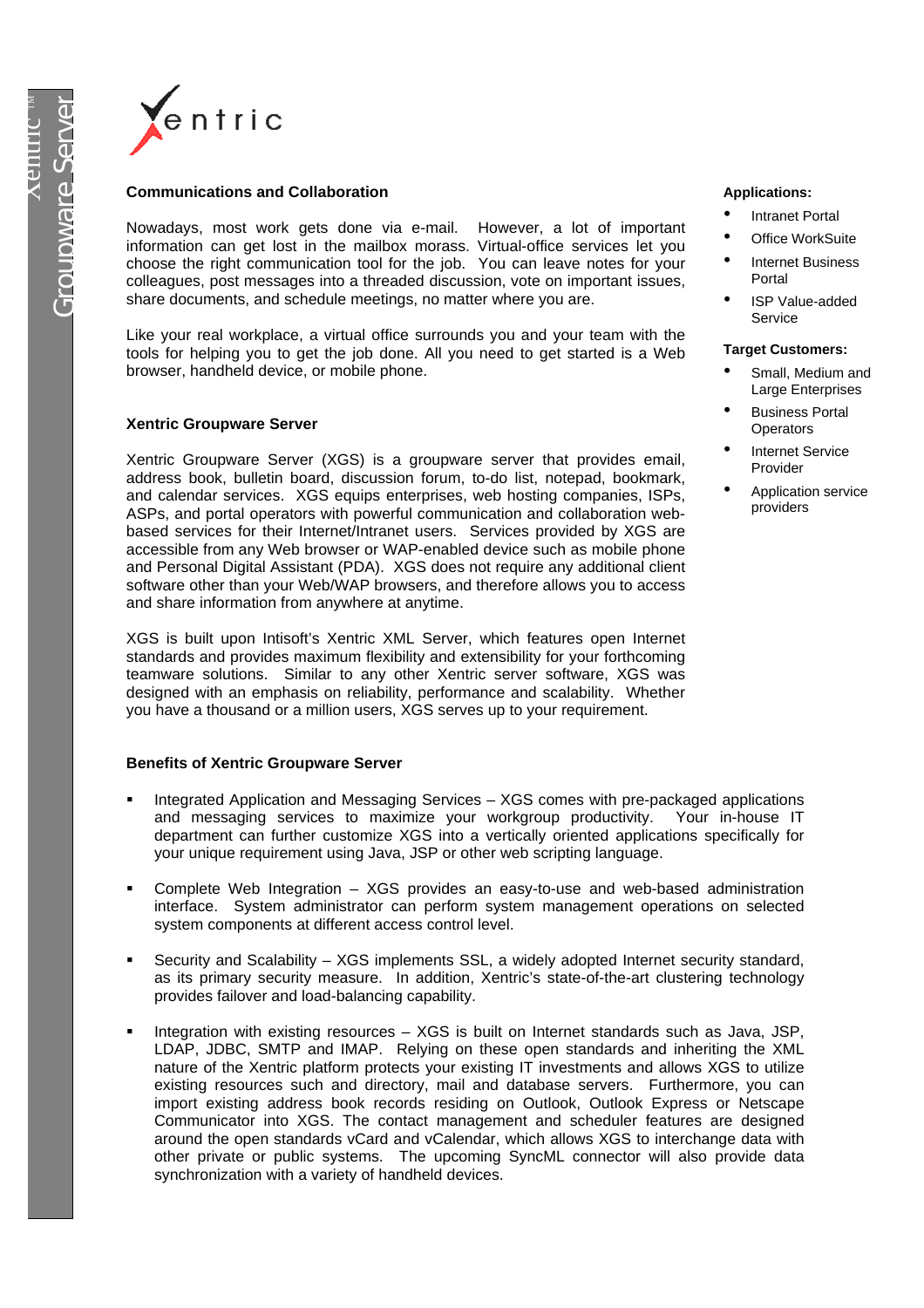Xentric™ Groupware Server

Xentric

## Communications and Collaboration

Nowadays, most work gets done via e-mail. However, a lot of important information can get lost in the mailbox morass. Virtual-office services let you choose the right communication tool for the job. You can leave notes for your colleagues, post messages into a threaded discussion, vote on important issues, share documents, and schedule meetings, no matter where you are.

Like your real workplace, a virtual office surrounds you and your team with the tools for helping you to get the job done. All you need to get started is a Web browser, handheld device, or mobile phone.

## Xentric Groupware Server

Xentric Groupware Server (XGS) is a groupware server that provides email, address book, bulletin board, discussion forum, to-do list, notepad, bookmark, and calendar services. XGS equips enterprises, web hosting companies, ISPs, ASPs, and portal operators with powerful communication and collaboration web-based services for their Internet/Intranet users. Services provided by XGS are accessible from any Web browser or WAP-enabled device such as mobile phone and Personal Digital Assistant (PDA). XGS does not require any additional client software other than your Web/WAP browsers, and therefore allows you to access and share information from anywhere at anytime.

XGS is built upon Intisoft's Xentric XML Server, which features open Internet standards and provides maximum flexibility and extensibility for your forthcoming teamware solutions. Similar to any other Xentric server software, XGS was designed with an emphasis on reliability, performance and scalability. Whether you have a thousand or a million users, XGS serves up to your requirement.

**Applications:**

- Intranet Portal
- Office WorkSuite
- Internet Business Portal
- ISP Value-added Service

**Target Customers:**

- Small, Medium and Large Enterprises
- Business Portal Operators
- Internet Service Provider
- Application service providers

## Benefits of Xentric Groupware Server

- Integrated Application and Messaging Services – XGS comes with pre-packaged applications and messaging services to maximize your workgroup productivity. Your in-house IT department can further customize XGS into a vertically oriented applications specifically for your unique requirement using Java, JSP or other web scripting language.
- Complete Web Integration – XGS provides an easy-to-use and web-based administration interface. System administrator can perform system management operations on selected system components at different access control level.
- Security and Scalability – XGS implements SSL, a widely adopted Internet security standard, as its primary security measure. In addition, Xentric's state-of-the-art clustering technology provides failover and load-balancing capability.
- Integration with existing resources – XGS is built on Internet standards such as Java, JSP, LDAP, JDBC, SMTP and IMAP. Relying on these open standards and inheriting the XML nature of the Xentric platform protects your existing IT investments and allows XGS to utilize existing resources such and directory, mail and database servers. Furthermore, you can import existing address book records residing on Outlook, Outlook Express or Netscape Communicator into XGS. The contact management and scheduler features are designed around the open standards vCard and vCalendar, which allows XGS to interchange data with other private or public systems. The upcoming SyncML connector will also provide data synchronization with a variety of handheld devices.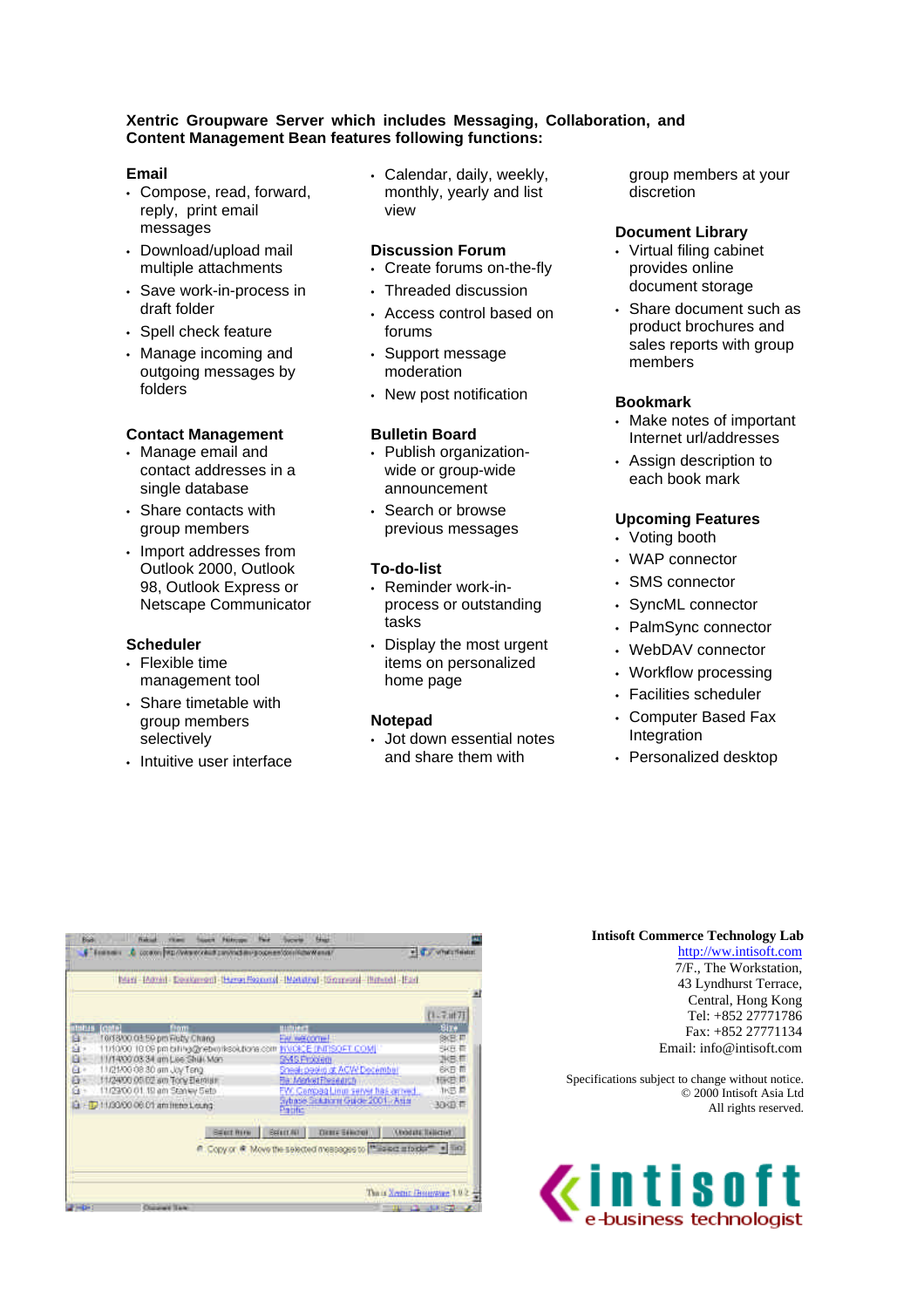**Xentric Groupware Server which includes Messaging, Collaboration, and Content Management Bean features following functions:**

### Email

- Compose, read, forward, reply, print email messages
- Download/upload mail multiple attachments
- Save work-in-process in draft folder
- Spell check feature
- Manage incoming and outgoing messages by folders

### Contact Management

- Manage email and contact addresses in a single database
- Share contacts with group members
- Import addresses from Outlook 2000, Outlook 98, Outlook Express or Netscape Communicator

### Scheduler

- Flexible time management tool
- Share timetable with group members selectively
- Intuitive user interface
- Calendar, daily, weekly, monthly, yearly and list view

### Discussion Forum

- Create forums on-the-fly
- Threaded discussion
- Access control based on forums
- Support message moderation
- New post notification

### Bulletin Board

- Publish organization-wide or group-wide announcement
- Search or browse previous messages

### To-do-list

- Reminder work-in-process or outstanding tasks
- Display the most urgent items on personalized home page

### Notepad

- Jot down essential notes and share them with group members at your discretion

### Document Library

- Virtual filing cabinet provides online document storage
- Share document such as product brochures and sales reports with group members

### Bookmark

- Make notes of important Internet url/addresses
- Assign description to each book mark

### Upcoming Features

- Voting booth
- WAP connector
- SMS connector
- SyncML connector
- PalmSync connector
- WebDAV connector
- Workflow processing
- Facilities scheduler
- Computer Based Fax Integration
- Personalized desktop

**Intisoft Commerce Technology Lab**
http://ww.intisoft.com
7/F., The Workstation,
43 Lyndhurst Terrace,
Central, Hong Kong
Tel: +852 27771786
Fax: +852 27771134
Email: info@intisoft.com

Specifications subject to change without notice.
© 2000 Intisoft Asia Ltd
All rights reserved.

intisoft
e-business technologist